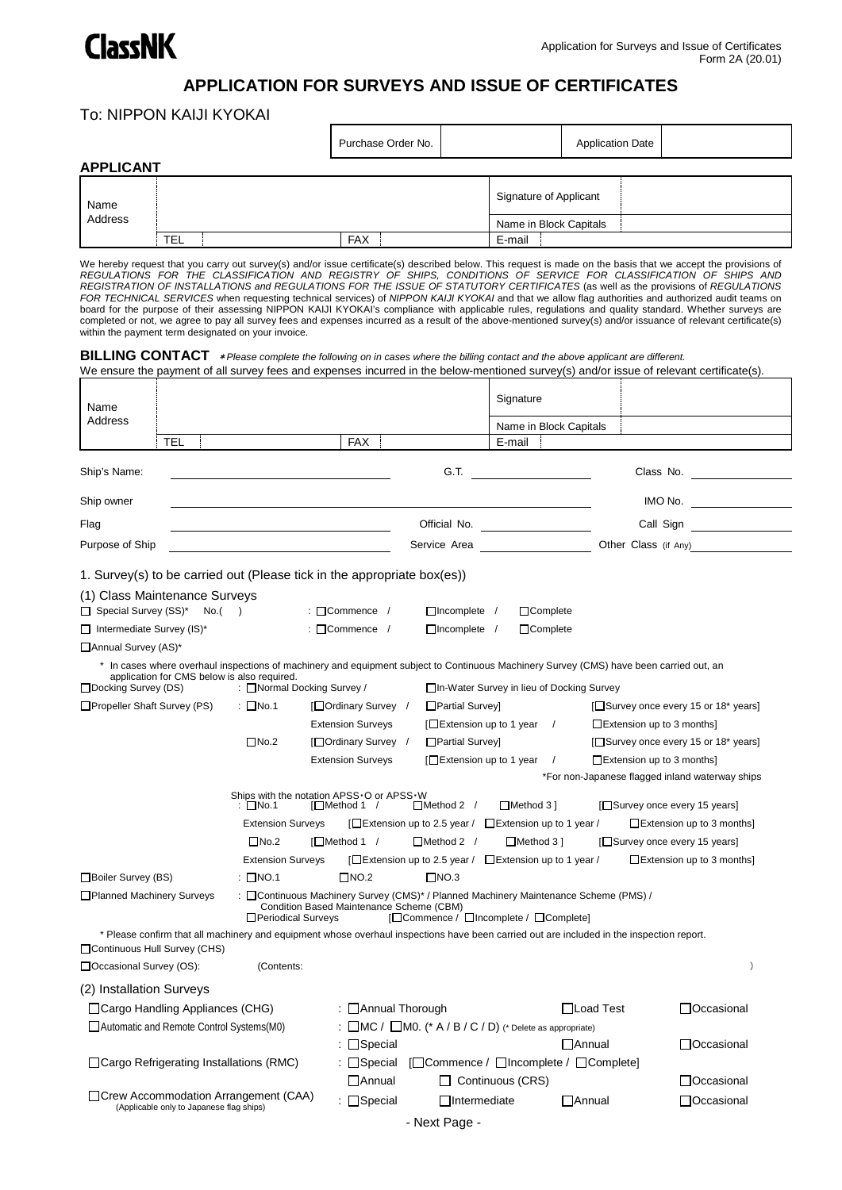ClassNK

Application for Surveys and Issue of Certificates
Form 2A (20.01)

# APPLICATION FOR SURVEYS AND ISSUE OF CERTIFICATES

To: NIPPON KAIJI KYOKAI

| Purchase Order No. | | Application Date | |
|---|---|---|---|

## APPLICANT

| Name Address | | | Signature of Applicant | |
|---|---|---|---|---|
| | | | Name in Block Capitals | |
| TEL | | FAX | E-mail | |

We hereby request that you carry out survey(s) and/or issue certificate(s) described below. This request is made on the basis that we accept the provisions of *REGULATIONS FOR THE CLASSIFICATION AND REGISTRY OF SHIPS, CONDITIONS OF SERVICE FOR CLASSIFICATION OF SHIPS AND REGISTRATION OF INSTALLATIONS and REGULATIONS FOR THE ISSUE OF STATUTORY CERTIFICATES* (as well as the provisions of *REGULATIONS FOR TECHNICAL SERVICES* when requesting technical services) of *NIPPON KAIJI KYOKAI* and that we allow flag authorities and authorized audit teams on board for the purpose of their assessing NIPPON KAIJI KYOKAI's compliance with applicable rules, regulations and quality standard. Whether surveys are completed or not, we agree to pay all survey fees and expenses incurred as a result of the above-mentioned survey(s) and/or issuance of relevant certificate(s) within the payment term designated on your invoice.

## BILLING CONTACT

*\*Please complete the following on in cases where the billing contact and the above applicant are different.*

We ensure the payment of all survey fees and expenses incurred in the below-mentioned survey(s) and/or issue of relevant certificate(s).

| Name Address | | | Signature | |
|---|---|---|---|---|
| | | | Name in Block Capitals | |
| TEL | | FAX | E-mail | |

Ship's Name: ____________ G.T. ____________ Class No. ____________

Ship owner ____________ IMO No. ____________

Flag ____________ Official No. ____________ Call Sign ____________

Purpose of Ship ____________ Service Area ____________ Other Class (if Any) ____________

## 1. Survey(s) to be carried out (Please tick in the appropriate box(es))

### (1) Class Maintenance Surveys

☐ Special Survey (SS)* No.( ) : ☐Commence / ☐Incomplete / ☐Complete

☐ Intermediate Survey (IS)* : ☐Commence / ☐Incomplete / ☐Complete

☐Annual Survey (AS)*

\* In cases where overhaul inspections of machinery and equipment subject to Continuous Machinery Survey (CMS) have been carried out, an application for CMS below is also required.

☐Docking Survey (DS) : ☐Normal Docking Survey / ☐In-Water Survey in lieu of Docking Survey

☐Propeller Shaft Survey (PS) : ☐No.1 [☐Ordinary Survey / ☐Partial Survey] [☐Survey once every 15 or 18* years]
Extension Surveys [☐Extension up to 1 year / ☐Extension up to 3 months]
☐No.2 [☐Ordinary Survey / ☐Partial Survey] [☐Survey once every 15 or 18* years]
Extension Surveys [☐Extension up to 1 year / ☐Extension up to 3 months]
*For non-Japanese flagged inland waterway ships

Ships with the notation APSS･O or APSS･W
: ☐No.1 [☐Method 1 / ☐Method 2 / ☐Method 3] [☐Survey once every 15 years]
Extension Surveys [☐Extension up to 2.5 year / ☐Extension up to 1 year / ☐Extension up to 3 months]
☐No.2 [☐Method 1 / ☐Method 2 / ☐Method 3] [☐Survey once every 15 years]
Extension Surveys [☐Extension up to 2.5 year / ☐Extension up to 1 year / ☐Extension up to 3 months]

☐Boiler Survey (BS) : ☐NO.1 ☐NO.2 ☐NO.3

☐Planned Machinery Surveys : ☐Continuous Machinery Survey (CMS)* / Planned Machinery Maintenance Scheme (PMS) / Condition Based Maintenance Scheme (CBM)
☐Periodical Surveys [☐Commence / ☐Incomplete / ☐Complete]

\* Please confirm that all machinery and equipment whose overhaul inspections have been carried out are included in the inspection report.

☐Continuous Hull Survey (CHS)

☐Occasional Survey (OS): (Contents: )

### (2) Installation Surveys

☐Cargo Handling Appliances (CHG) : ☐Annual Thorough ☐Load Test ☐Occasional

☐Automatic and Remote Control Systems(M0) : ☐MC / ☐M0. (* A / B / C / D) (* Delete as appropriate)
: ☐Special ☐Annual ☐Occasional

☐Cargo Refrigerating Installations (RMC) : ☐Special [☐Commence / ☐Incomplete / ☐Complete]
☐Annual ☐ Continuous (CRS) ☐Occasional

☐Crew Accommodation Arrangement (CAA) (Applicable only to Japanese flag ships) : ☐Special ☐Intermediate ☐Annual ☐Occasional

- Next Page -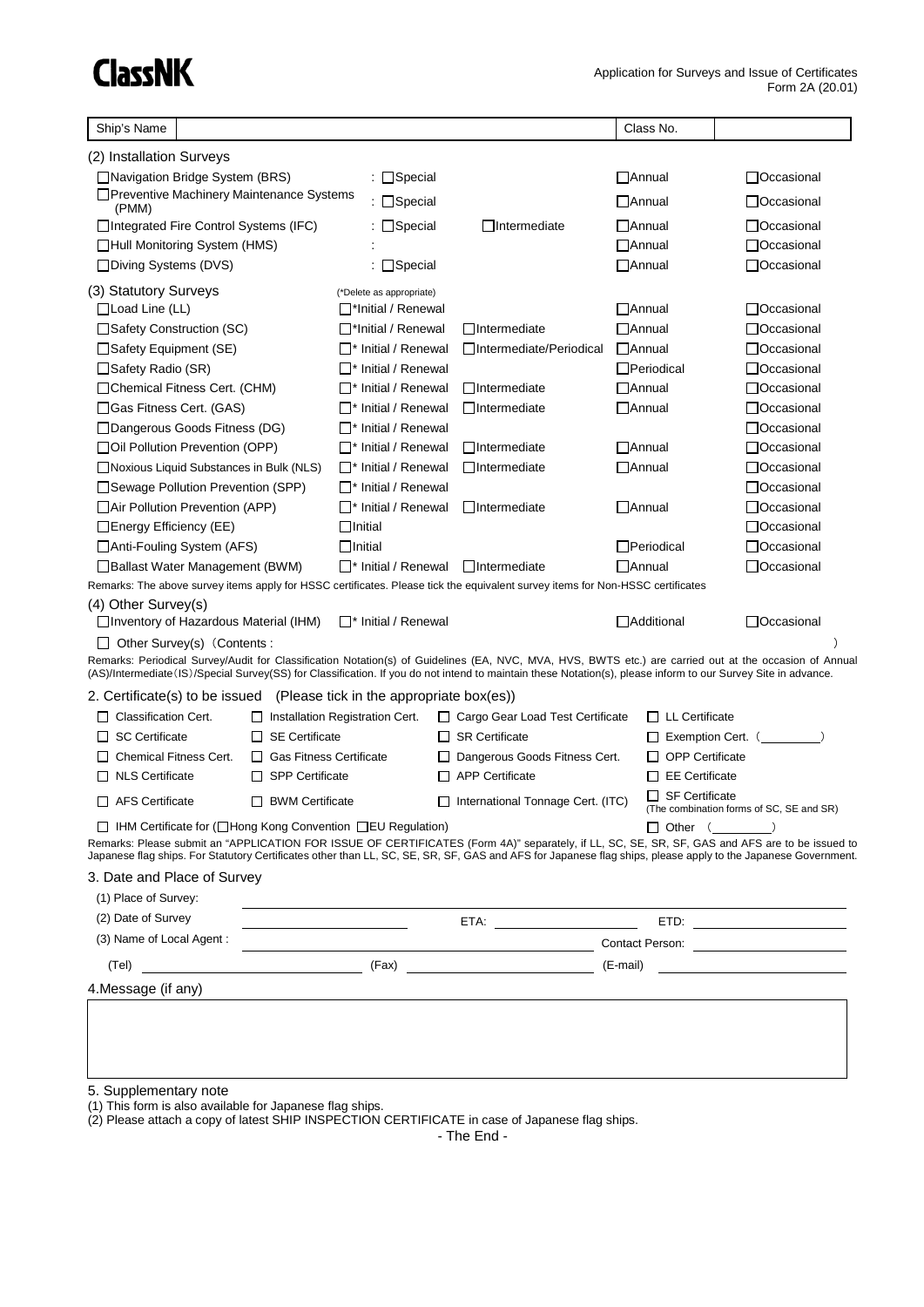Application for Surveys and Issue of Certificates
Form 2A (20.01)

| Ship's Name | | Class No. | |
|---|---|---|---|

## (2) Installation Surveys

| | | | | |
|---|---|---|---|---|
| ☐Navigation Bridge System (BRS) | : ☐Special | | ☐Annual | ☐Occasional |
| ☐Preventive Machinery Maintenance Systems (PMM) | : ☐Special | | ☐Annual | ☐Occasional |
| ☐Integrated Fire Control Systems (IFC) | : ☐Special | ☐Intermediate | ☐Annual | ☐Occasional |
| ☐Hull Monitoring System (HMS) | : | | ☐Annual | ☐Occasional |
| ☐Diving Systems (DVS) | : ☐Special | | ☐Annual | ☐Occasional |

## (3) Statutory Surveys

| | (*Delete as appropriate) | | | |
|---|---|---|---|---|
| ☐Load Line (LL) | ☐*Initial / Renewal | | ☐Annual | ☐Occasional |
| ☐Safety Construction (SC) | ☐*Initial / Renewal | ☐Intermediate | ☐Annual | ☐Occasional |
| ☐Safety Equipment (SE) | ☐* Initial / Renewal | ☐Intermediate/Periodical | ☐Annual | ☐Occasional |
| ☐Safety Radio (SR) | ☐* Initial / Renewal | | ☐Periodical | ☐Occasional |
| ☐Chemical Fitness Cert. (CHM) | ☐* Initial / Renewal | ☐Intermediate | ☐Annual | ☐Occasional |
| ☐Gas Fitness Cert. (GAS) | ☐* Initial / Renewal | ☐Intermediate | ☐Annual | ☐Occasional |
| ☐Dangerous Goods Fitness (DG) | ☐* Initial / Renewal | | | ☐Occasional |
| ☐Oil Pollution Prevention (OPP) | ☐* Initial / Renewal | ☐Intermediate | ☐Annual | ☐Occasional |
| ☐Noxious Liquid Substances in Bulk (NLS) | ☐* Initial / Renewal | ☐Intermediate | ☐Annual | ☐Occasional |
| ☐Sewage Pollution Prevention (SPP) | ☐* Initial / Renewal | | | ☐Occasional |
| ☐Air Pollution Prevention (APP) | ☐* Initial / Renewal | ☐Intermediate | ☐Annual | ☐Occasional |
| ☐Energy Efficiency (EE) | ☐Initial | | | ☐Occasional |
| ☐Anti-Fouling System (AFS) | ☐Initial | | ☐Periodical | ☐Occasional |
| ☐Ballast Water Management (BWM) | ☐* Initial / Renewal | ☐Intermediate | ☐Annual | ☐Occasional |

Remarks: The above survey items apply for HSSC certificates. Please tick the equivalent survey items for Non-HSSC certificates

## (4) Other Survey(s)

| | | | |
|---|---|---|---|
| ☐Inventory of Hazardous Material (IHM) | ☐* Initial / Renewal | ☐Additional | ☐Occasional |

☐ Other Survey(s) （Contents : )

Remarks: Periodical Survey/Audit for Classification Notation(s) of Guidelines (EA, NVC, MVA, HVS, BWTS etc.) are carried out at the occasion of Annual (AS)/Intermediate（IS）/Special Survey(SS) for Classification. If you do not intend to maintain these Notation(s), please inform to our Survey Site in advance.

## 2. Certificate(s) to be issued (Please tick in the appropriate box(es))

| | | | |
|---|---|---|---|
| ☐ Classification Cert. | ☐ Installation Registration Cert. | ☐ Cargo Gear Load Test Certificate | ☐ LL Certificate |
| ☐ SC Certificate | ☐ SE Certificate | ☐ SR Certificate | ☐ Exemption Cert. ( ) |
| ☐ Chemical Fitness Cert. | ☐ Gas Fitness Certificate | ☐ Dangerous Goods Fitness Cert. | ☐ OPP Certificate |
| ☐ NLS Certificate | ☐ SPP Certificate | ☐ APP Certificate | ☐ EE Certificate |
| ☐ AFS Certificate | ☐ BWM Certificate | ☐ International Tonnage Cert. (ITC) | ☐ SF Certificate (The combination forms of SC, SE and SR) |

☐ IHM Certificate for (☐Hong Kong Convention ☐EU Regulation) ☐ Other ( )

Remarks: Please submit an "APPLICATION FOR ISSUE OF CERTIFICATES (Form 4A)" separately, if LL, SC, SE, SR, SF, GAS and AFS are to be issued to Japanese flag ships. For Statutory Certificates other than LL, SC, SE, SR, SF, GAS and AFS for Japanese flag ships, please apply to the Japanese Government.

## 3. Date and Place of Survey

(1) Place of Survey:

(2) Date of Survey ETA: ETD:

(3) Name of Local Agent : Contact Person:

(Tel) (Fax) (E-mail)

## 4.Message (if any)

## 5. Supplementary note

(1) This form is also available for Japanese flag ships.

(2) Please attach a copy of latest SHIP INSPECTION CERTIFICATE in case of Japanese flag ships.

- The End -